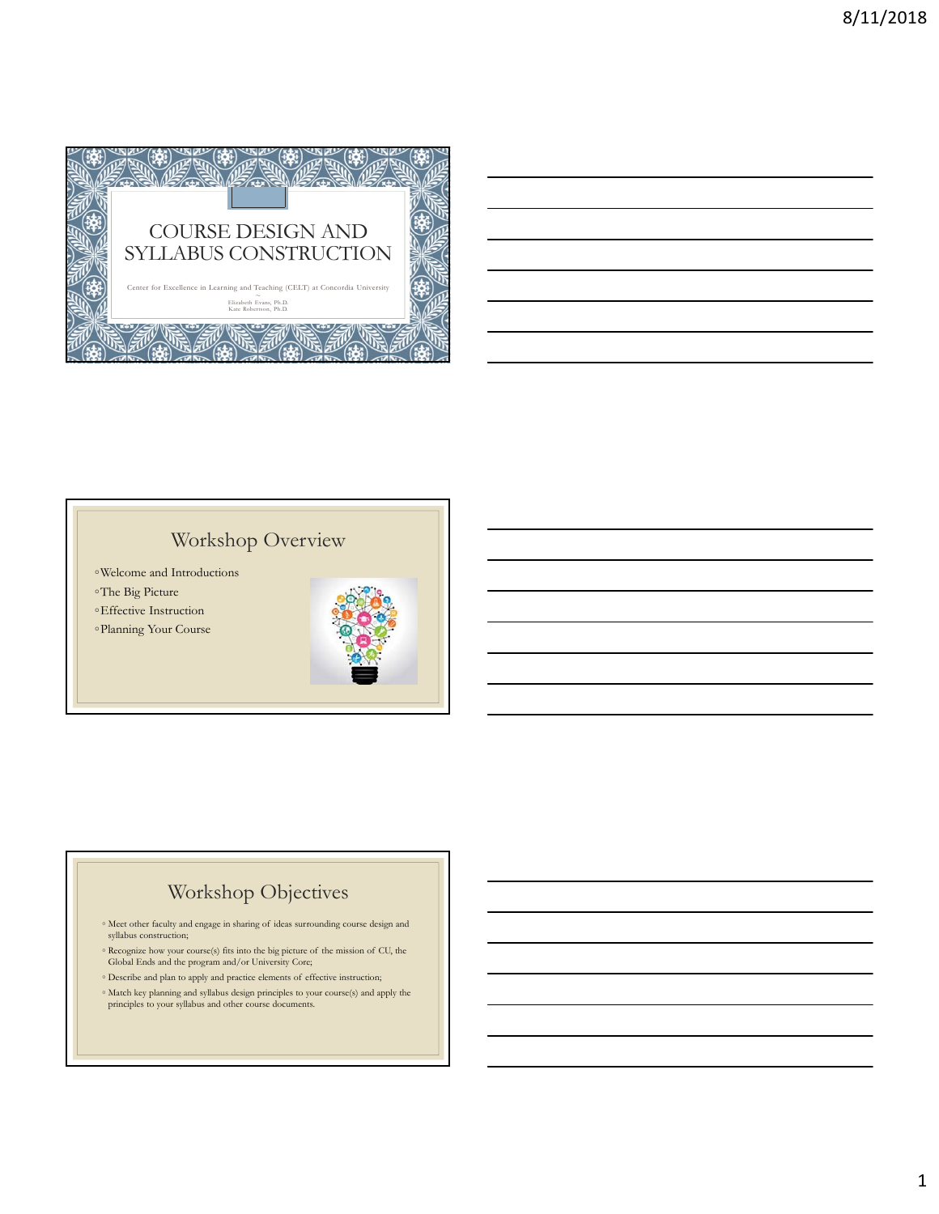# COURSE DESIGN AND SYLLABUS CONSTRUCTION

Center for Excellence in Learning and Teaching (CELT) at Concordia University

~

Elizabeth Evans, Ph.D.
Kate Robertson, Ph.D.

## Workshop Overview

- Welcome and Introductions
- The Big Picture
- Effective Instruction
- Planning Your Course

## Workshop Objectives

- Meet other faculty and engage in sharing of ideas surrounding course design and syllabus construction;
- Recognize how your course(s) fits into the big picture of the mission of CU, the Global Ends and the program and/or University Core;
- Describe and plan to apply and practice elements of effective instruction;
- Match key planning and syllabus design principles to your course(s) and apply the principles to your syllabus and other course documents.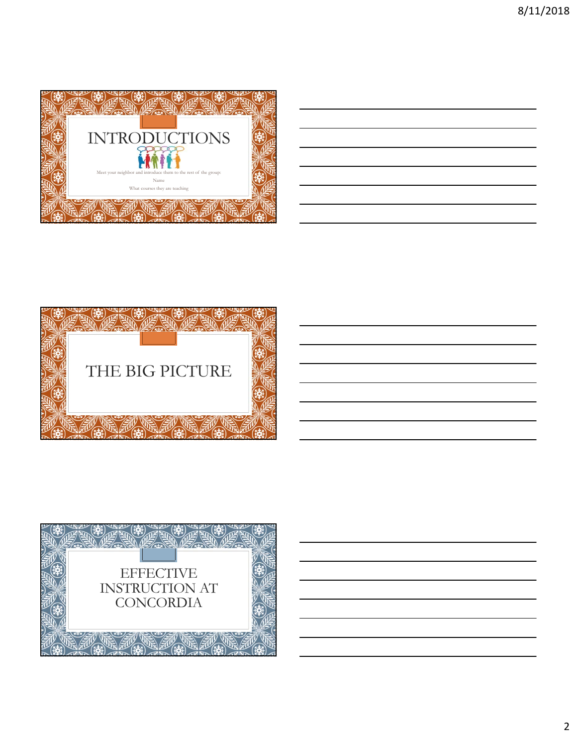# INTRODUCTIONS

Meet your neighbor and introduce them to the rest of the group:

Name

What courses they are teaching

# THE BIG PICTURE

# EFFECTIVE INSTRUCTION AT CONCORDIA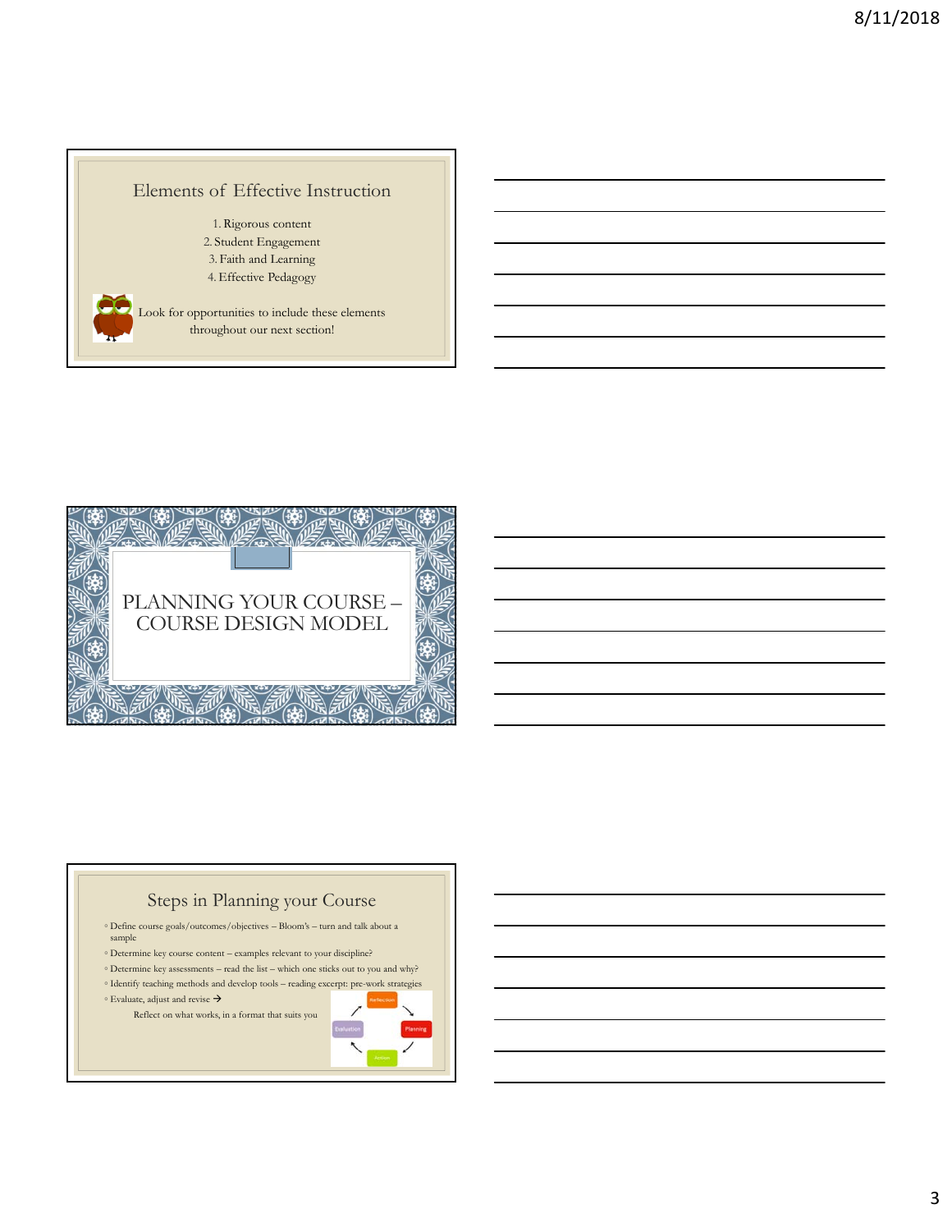## Elements of Effective Instruction

1. Rigorous content
2. Student Engagement
3. Faith and Learning
4. Effective Pedagogy

Look for opportunities to include these elements throughout our next section!

## PLANNING YOUR COURSE – COURSE DESIGN MODEL

## Steps in Planning your Course

- Define course goals/outcomes/objectives – Bloom's – turn and talk about a sample
- Determine key course content – examples relevant to your discipline?
- Determine key assessments – read the list – which one sticks out to you and why?
- Identify teaching methods and develop tools – reading excerpt: pre-work strategies
- Evaluate, adjust and revise →

  Reflect on what works, in a format that suits you

Reflection → Planning → Action → Evaluation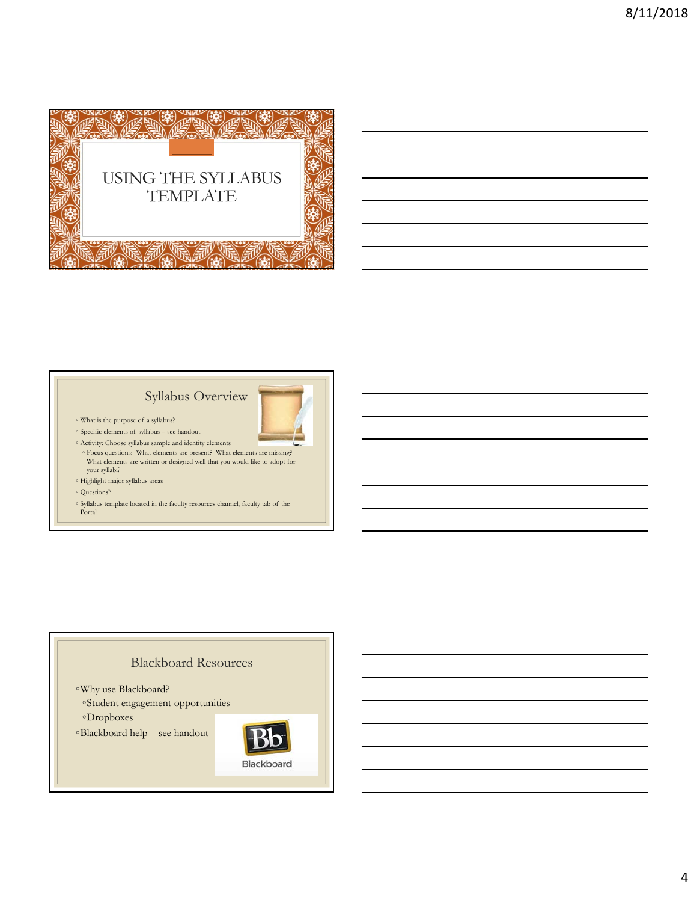# USING THE SYLLABUS TEMPLATE

## Syllabus Overview

- What is the purpose of a syllabus?
- Specific elements of syllabus – see handout
- Activity: Choose syllabus sample and identity elements
  - Focus questions: What elements are present? What elements are missing? What elements are written or designed well that you would like to adopt for your syllabi?
- Highlight major syllabus areas
- Questions?
- Syllabus template located in the faculty resources channel, faculty tab of the Portal

## Blackboard Resources

- Why use Blackboard?
  - Student engagement opportunities
  - Dropboxes
- Blackboard help – see handout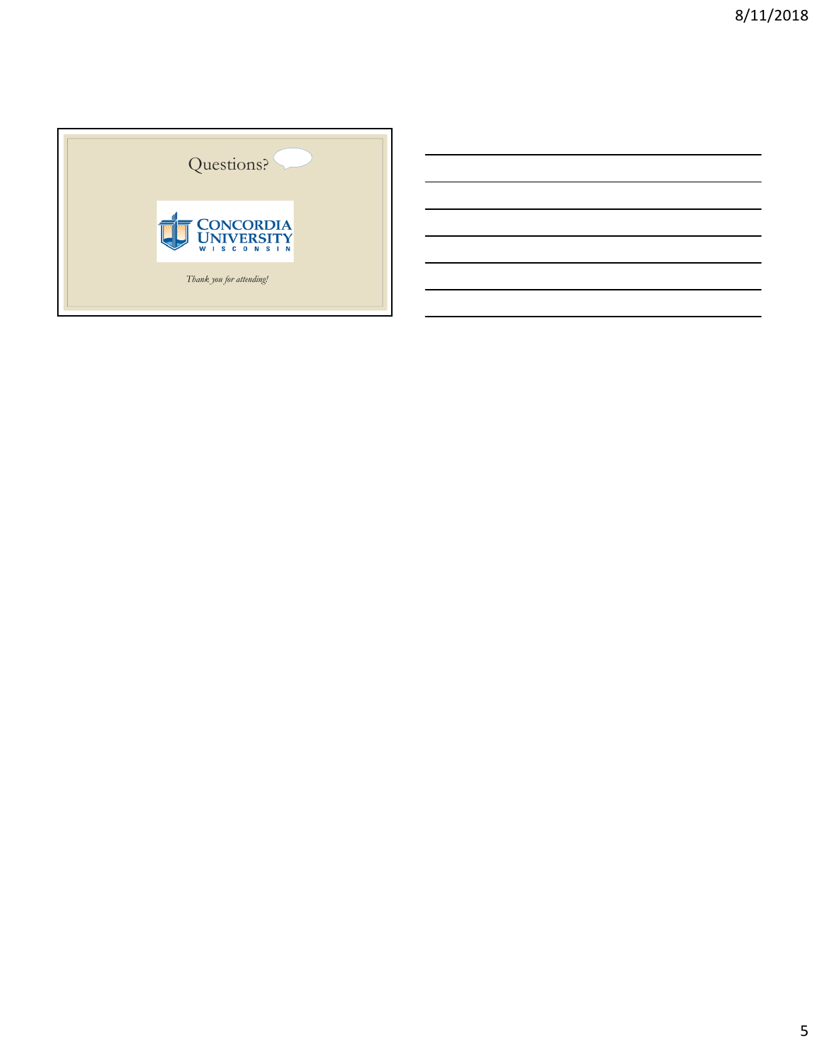Questions?

CONCORDIA UNIVERSITY WISCONSIN

*Thank you for attending!*